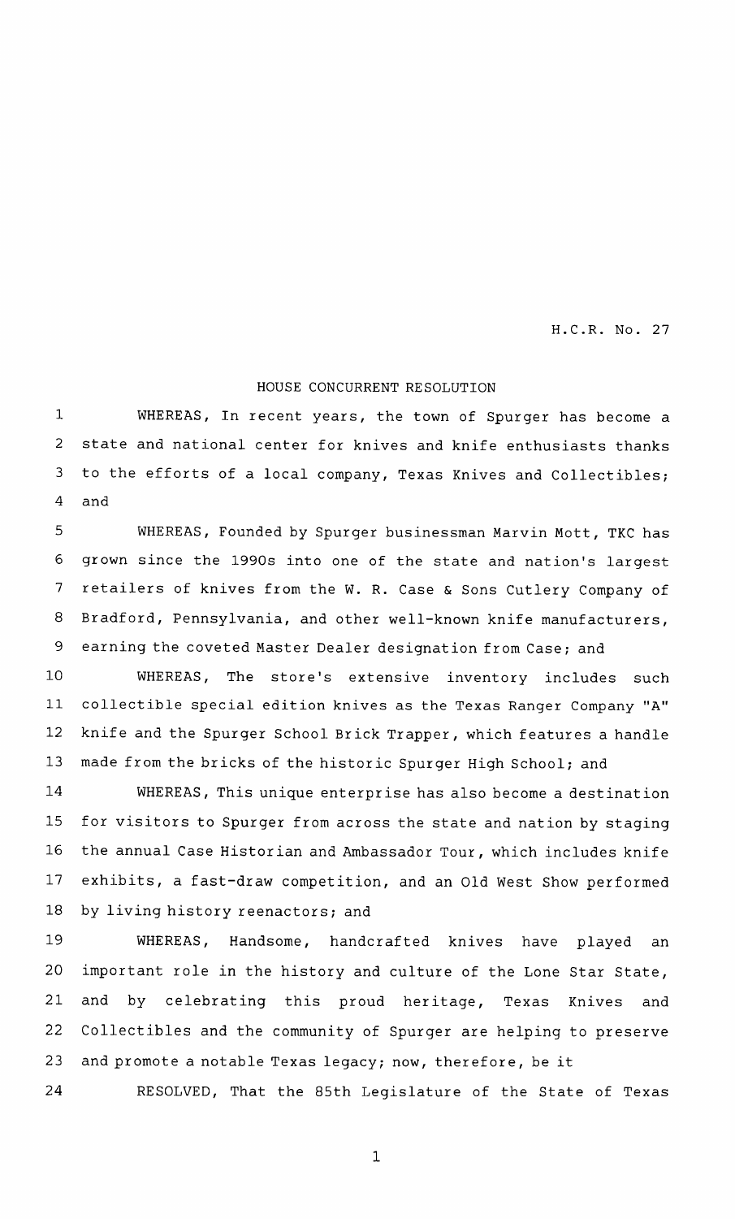H.C.R. No. 27

HOUSE CONCURRENT RESOLUTION

WHEREAS, In recent years, the town of Spurger has become a state and national center for knives and knife enthusiasts thanks to the efforts of a local company, Texas Knives and Collectibles; and

WHEREAS, Founded by Spurger businessman Marvin Mott, TKC has grown since the 1990s into one of the state and nation's largest retailers of knives from the W. R. Case & Sons Cutlery Company of Bradford, Pennsylvania, and other well-known knife manufacturers, earning the coveted Master Dealer designation from Case; and

WHEREAS, The store's extensive inventory includes such collectible special edition knives as the Texas Ranger Company "A" knife and the Spurger School Brick Trapper, which features a handle made from the bricks of the historic Spurger High School; and

WHEREAS, This unique enterprise has also become a destination for visitors to Spurger from across the state and nation by staging the annual Case Historian and Ambassador Tour, which includes knife exhibits, a fast-draw competition, and an Old West Show performed by living history reenactors; and

WHEREAS, Handsome, handcrafted knives have played an important role in the history and culture of the Lone Star State, and by celebrating this proud heritage, Texas Knives and Collectibles and the community of Spurger are helping to preserve and promote a notable Texas legacy; now, therefore, be it

RESOLVED, That the 85th Legislature of the State of Texas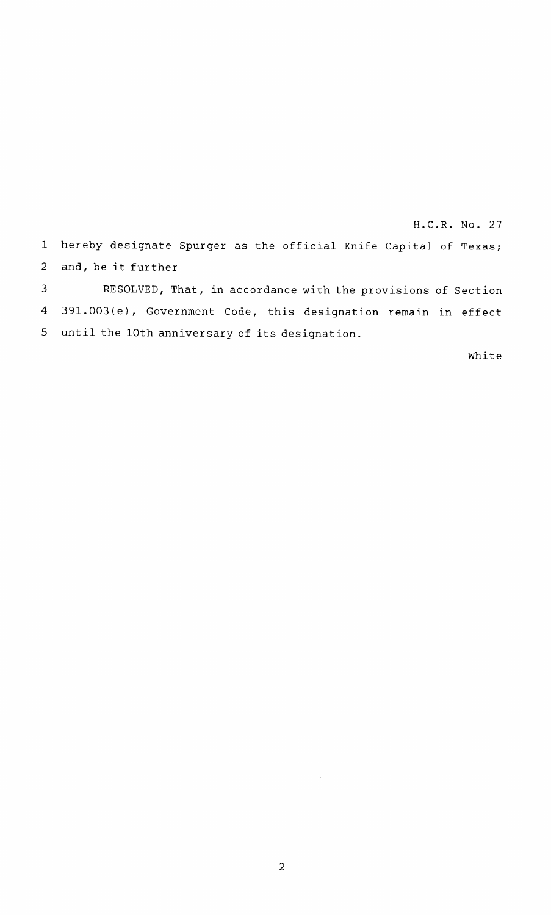hereby designate Spurger as the official Knife Capital of Texas; and, be it further

RESOLVED, That, in accordance with the provisions of Section 391.003(e), Government Code, this designation remain in effect until the 10th anniversary of its designation.

White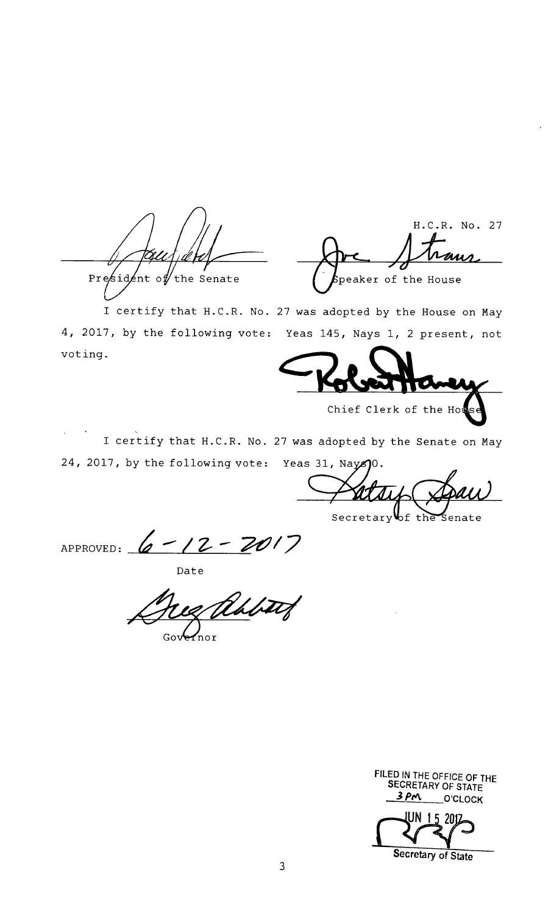H.C.R. No. 27

______________________________
President of the Senate

______________________________
Speaker of the House

I certify that H.C.R. No. 27 was adopted by the House on May 4, 2017, by the following vote: Yeas 145, Nays 1, 2 present, not voting.

______________________________
Chief Clerk of the House

I certify that H.C.R. No. 27 was adopted by the Senate on May 24, 2017, by the following vote: Yeas 31, Nays 0.

______________________________
Secretary of the Senate

APPROVED: 6-12-2017

Date

______________________________
Governor

FILED IN THE OFFICE OF THE SECRETARY OF STATE
3 PM O'CLOCK

JUN 15 2017

______________________________
Secretary of State